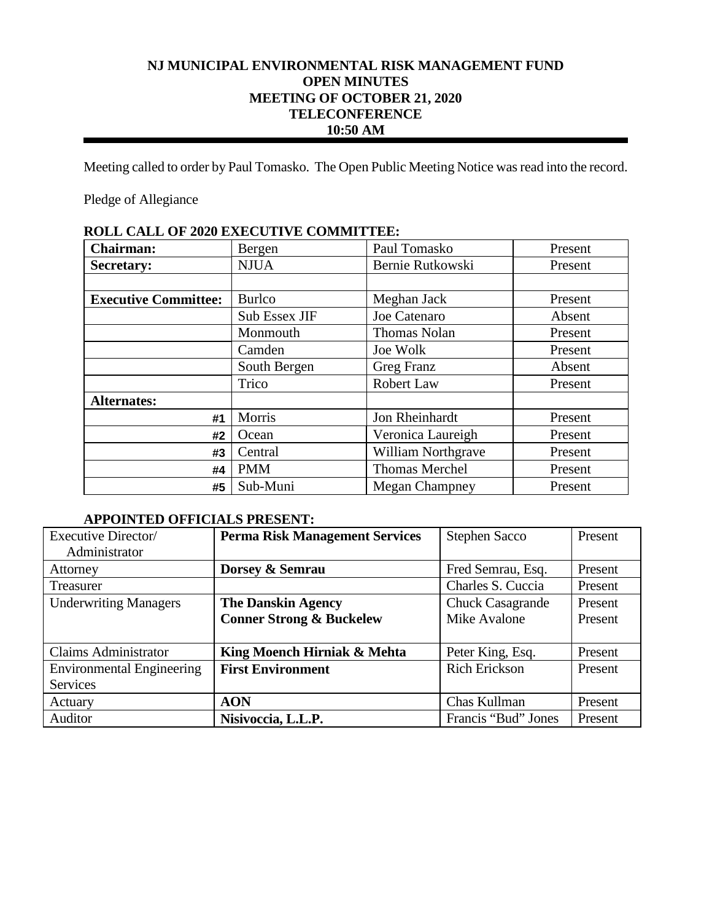# NJ MUNICIPAL ENVIRONMENTAL RISK MANAGEMENT FUND
## OPEN MINUTES
## MEETING OF OCTOBER 21, 2020
## TELECONFERENCE
## 10:50 AM

Meeting called to order by Paul Tomasko. The Open Public Meeting Notice was read into the record.

Pledge of Allegiance

**ROLL CALL OF 2020 EXECUTIVE COMMITTEE:**

| **Chairman:** | Bergen | Paul Tomasko | Present |
|---|---|---|---|
| **Secretary:** | NJUA | Bernie Rutkowski | Present |
| | | | |
| **Executive Committee:** | Burlco | Meghan Jack | Present |
| | Sub Essex JIF | Joe Catenaro | Absent |
| | Monmouth | Thomas Nolan | Present |
| | Camden | Joe Wolk | Present |
| | South Bergen | Greg Franz | Absent |
| | Trico | Robert Law | Present |
| **Alternates:** | | | |
| #1 | Morris | Jon Rheinhardt | Present |
| #2 | Ocean | Veronica Laureigh | Present |
| #3 | Central | William Northgrave | Present |
| #4 | PMM | Thomas Merchel | Present |
| #5 | Sub-Muni | Megan Champney | Present |

**APPOINTED OFFICIALS PRESENT:**

| Executive Director/ Administrator | **Perma Risk Management Services** | Stephen Sacco | Present |
|---|---|---|---|
| Attorney | **Dorsey & Semrau** | Fred Semrau, Esq. | Present |
| Treasurer | | Charles S. Cuccia | Present |
| Underwriting Managers | **The Danskin Agency**<br>**Conner Strong & Buckelew** | Chuck Casagrande<br>Mike Avalone | Present<br>Present |
| Claims Administrator | **King Moench Hirniak & Mehta** | Peter King, Esq. | Present |
| Environmental Engineering Services | **First Environment** | Rich Erickson | Present |
| Actuary | **AON** | Chas Kullman | Present |
| Auditor | **Nisivoccia, L.L.P.** | Francis "Bud" Jones | Present |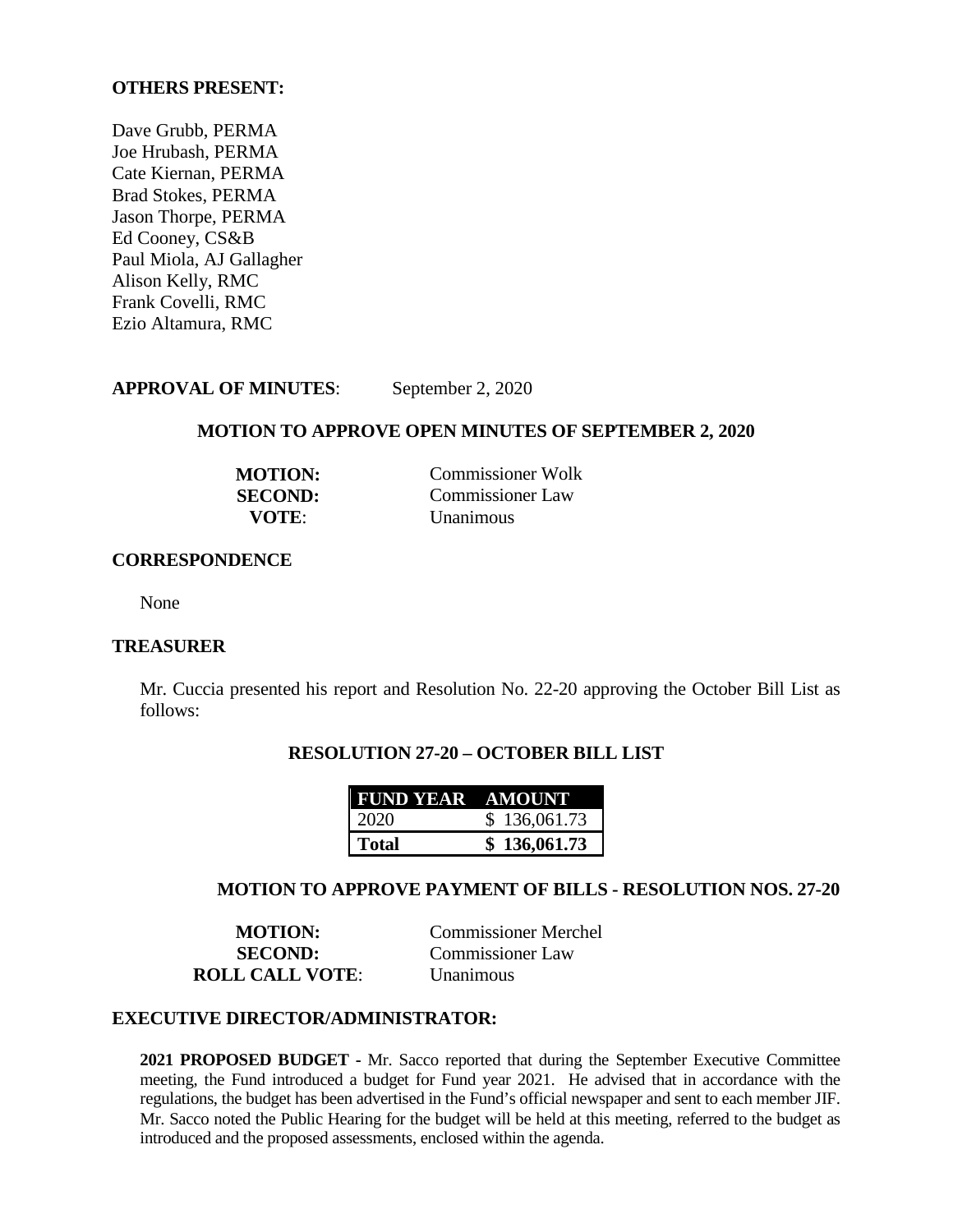**OTHERS PRESENT:**

Dave Grubb, PERMA
Joe Hrubash, PERMA
Cate Kiernan, PERMA
Brad Stokes, PERMA
Jason Thorpe, PERMA
Ed Cooney, CS&B
Paul Miola, AJ Gallagher
Alison Kelly, RMC
Frank Covelli, RMC
Ezio Altamura, RMC

**APPROVAL OF MINUTES**: September 2, 2020

**MOTION TO APPROVE OPEN MINUTES OF SEPTEMBER 2, 2020**

**MOTION:** Commissioner Wolk
**SECOND:** Commissioner Law
**VOTE**: Unanimous

**CORRESPONDENCE**

None

**TREASURER**

Mr. Cuccia presented his report and Resolution No. 22-20 approving the October Bill List as follows:

**RESOLUTION 27-20 – OCTOBER BILL LIST**

| FUND YEAR | AMOUNT |
|---|---|
| 2020 | $ 136,061.73 |
| **Total** | **$ 136,061.73** |

**MOTION TO APPROVE PAYMENT OF BILLS - RESOLUTION NOS. 27-20**

**MOTION:** Commissioner Merchel
**SECOND:** Commissioner Law
**ROLL CALL VOTE**: Unanimous

**EXECUTIVE DIRECTOR/ADMINISTRATOR:**

**2021 PROPOSED BUDGET -** Mr. Sacco reported that during the September Executive Committee meeting, the Fund introduced a budget for Fund year 2021. He advised that in accordance with the regulations, the budget has been advertised in the Fund's official newspaper and sent to each member JIF. Mr. Sacco noted the Public Hearing for the budget will be held at this meeting, referred to the budget as introduced and the proposed assessments, enclosed within the agenda.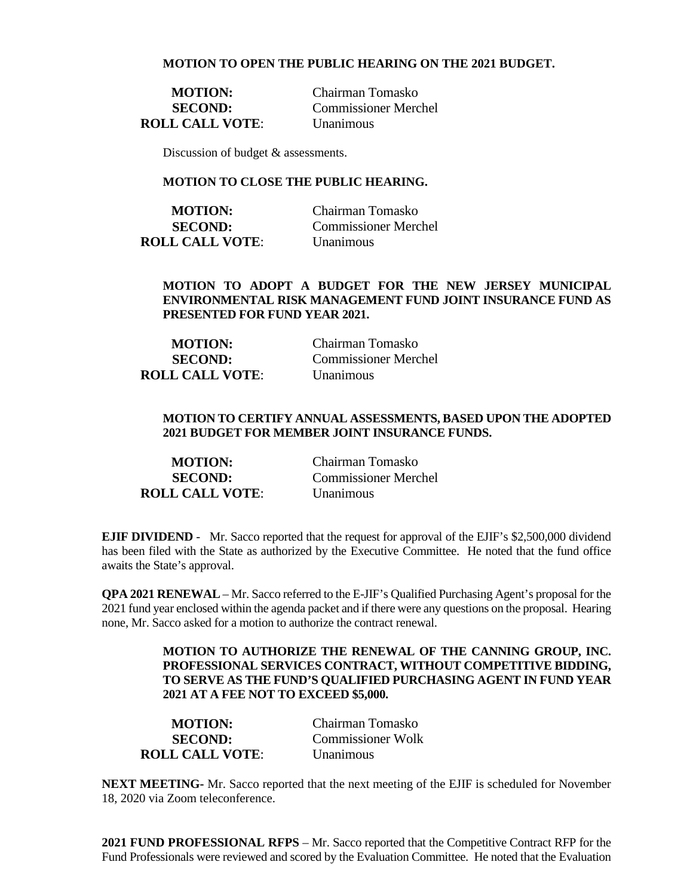**MOTION TO OPEN THE PUBLIC HEARING ON THE 2021 BUDGET.**

**MOTION:** Chairman Tomasko
**SECOND:** Commissioner Merchel
**ROLL CALL VOTE**: Unanimous

Discussion of budget & assessments.

**MOTION TO CLOSE THE PUBLIC HEARING.**

**MOTION:** Chairman Tomasko
**SECOND:** Commissioner Merchel
**ROLL CALL VOTE**: Unanimous

**MOTION TO ADOPT A BUDGET FOR THE NEW JERSEY MUNICIPAL ENVIRONMENTAL RISK MANAGEMENT FUND JOINT INSURANCE FUND AS PRESENTED FOR FUND YEAR 2021.**

**MOTION:** Chairman Tomasko
**SECOND:** Commissioner Merchel
**ROLL CALL VOTE**: Unanimous

**MOTION TO CERTIFY ANNUAL ASSESSMENTS, BASED UPON THE ADOPTED 2021 BUDGET FOR MEMBER JOINT INSURANCE FUNDS.**

**MOTION:** Chairman Tomasko
**SECOND:** Commissioner Merchel
**ROLL CALL VOTE**: Unanimous

**EJIF DIVIDEND** - Mr. Sacco reported that the request for approval of the EJIF's $2,500,000 dividend has been filed with the State as authorized by the Executive Committee. He noted that the fund office awaits the State's approval.

**QPA 2021 RENEWAL** – Mr. Sacco referred to the E-JIF's Qualified Purchasing Agent's proposal for the 2021 fund year enclosed within the agenda packet and if there were any questions on the proposal. Hearing none, Mr. Sacco asked for a motion to authorize the contract renewal.

**MOTION TO AUTHORIZE THE RENEWAL OF THE CANNING GROUP, INC. PROFESSIONAL SERVICES CONTRACT, WITHOUT COMPETITIVE BIDDING, TO SERVE AS THE FUND'S QUALIFIED PURCHASING AGENT IN FUND YEAR 2021 AT A FEE NOT TO EXCEED $5,000.**

**MOTION:** Chairman Tomasko
**SECOND:** Commissioner Wolk
**ROLL CALL VOTE**: Unanimous

**NEXT MEETING-** Mr. Sacco reported that the next meeting of the EJIF is scheduled for November 18, 2020 via Zoom teleconference.

**2021 FUND PROFESSIONAL RFPS** – Mr. Sacco reported that the Competitive Contract RFP for the Fund Professionals were reviewed and scored by the Evaluation Committee. He noted that the Evaluation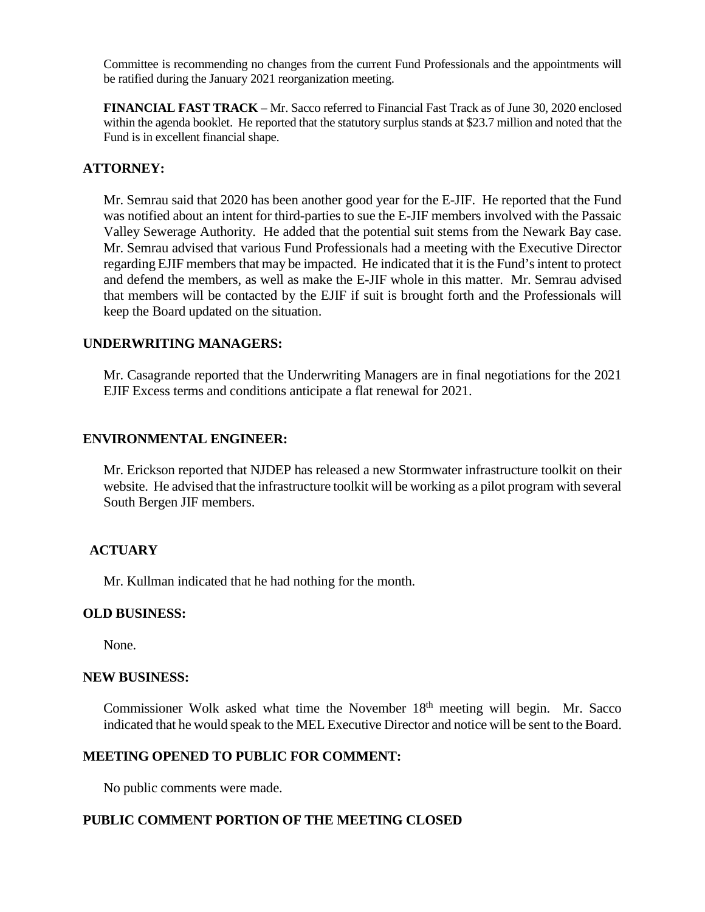Committee is recommending no changes from the current Fund Professionals and the appointments will be ratified during the January 2021 reorganization meeting.

**FINANCIAL FAST TRACK** – Mr. Sacco referred to Financial Fast Track as of June 30, 2020 enclosed within the agenda booklet. He reported that the statutory surplus stands at $23.7 million and noted that the Fund is in excellent financial shape.

**ATTORNEY:**

Mr. Semrau said that 2020 has been another good year for the E-JIF. He reported that the Fund was notified about an intent for third-parties to sue the E-JIF members involved with the Passaic Valley Sewerage Authority. He added that the potential suit stems from the Newark Bay case. Mr. Semrau advised that various Fund Professionals had a meeting with the Executive Director regarding EJIF members that may be impacted. He indicated that it is the Fund's intent to protect and defend the members, as well as make the E-JIF whole in this matter. Mr. Semrau advised that members will be contacted by the EJIF if suit is brought forth and the Professionals will keep the Board updated on the situation.

**UNDERWRITING MANAGERS:**

Mr. Casagrande reported that the Underwriting Managers are in final negotiations for the 2021 EJIF Excess terms and conditions anticipate a flat renewal for 2021.

**ENVIRONMENTAL ENGINEER:**

Mr. Erickson reported that NJDEP has released a new Stormwater infrastructure toolkit on their website. He advised that the infrastructure toolkit will be working as a pilot program with several South Bergen JIF members.

**ACTUARY**

Mr. Kullman indicated that he had nothing for the month.

**OLD BUSINESS:**

None.

**NEW BUSINESS:**

Commissioner Wolk asked what time the November 18th meeting will begin. Mr. Sacco indicated that he would speak to the MEL Executive Director and notice will be sent to the Board.

**MEETING OPENED TO PUBLIC FOR COMMENT:**

No public comments were made.

**PUBLIC COMMENT PORTION OF THE MEETING CLOSED**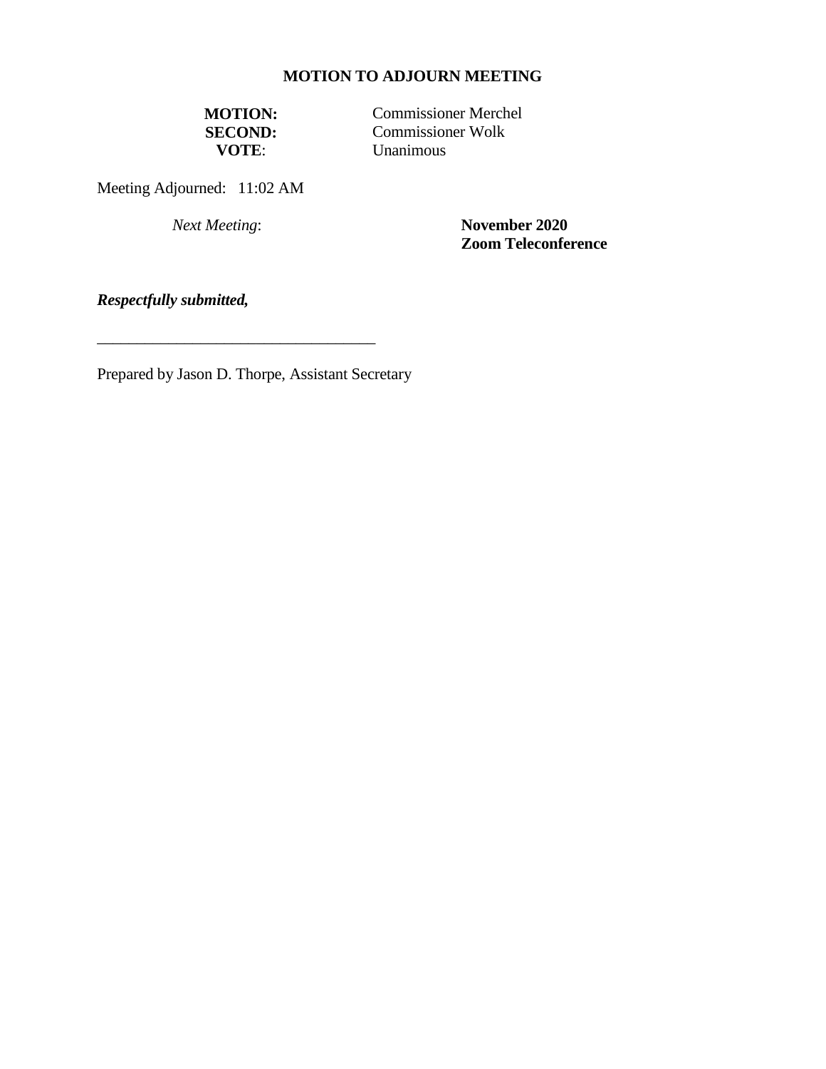**MOTION TO ADJOURN MEETING**

**MOTION:** Commissioner Merchel
**SECOND:** Commissioner Wolk
**VOTE**: Unanimous

Meeting Adjourned: 11:02 AM

*Next Meeting*: **November 2020**
**Zoom Teleconference**

***Respectfully submitted,***

__________________________________

Prepared by Jason D. Thorpe, Assistant Secretary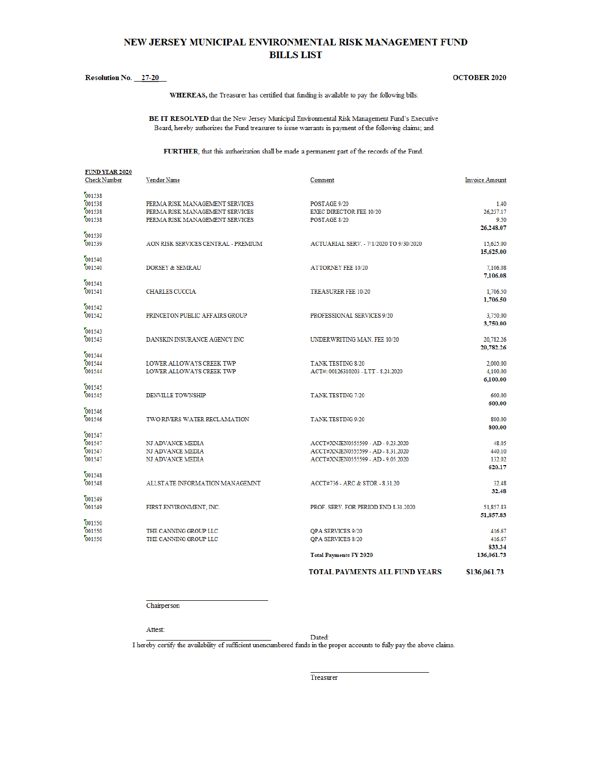# NEW JERSEY MUNICIPAL ENVIRONMENTAL RISK MANAGEMENT FUND
# BILLS LIST

**Resolution No. 27-20** **OCTOBER 2020**

**WHEREAS,** the Treasurer has certified that funding is available to pay the following bills:

**BE IT RESOLVED** that the New Jersey Municipal Environmental Risk Management Fund's Executive Board, hereby authorizes the Fund treasurer to issue warrants in payment of the following claims; and

**FURTHER**, that this authorization shall be made a permanent part of the records of the Fund.

**FUND YEAR 2020**

| Check Number | Vendor Name | Comment | Invoice Amount |
|---|---|---|---|
| 001538 | | | |
| 001538 | PERMA RISK MANAGEMENT SERVICES | POSTAGE 9/20 | 1.40 |
| 001538 | PERMA RISK MANAGEMENT SERVICES | EXEC DIRECTOR FEE 10/20 | 26,237.17 |
| 001538 | PERMA RISK MANAGEMENT SERVICES | POSTAGE 8/20 | 9.50 |
| | | | **26,248.07** |
| 001539 | | | |
| 001539 | AON RISK SERVICES CENTRAL - PREMIUM | ACTUARIAL SERV. - 7/1/2020 TO 9/30/2020 | 15,625.00 |
| | | | **15,625.00** |
| 001540 | | | |
| 001540 | DORSEY & SEMRAU | ATTORNEY FEE 10/20 | 7,106.08 |
| | | | **7,106.08** |
| 001541 | | | |
| 001541 | CHARLES CUCCIA | TREASURER FEE 10/20 | 1,706.50 |
| | | | **1,706.50** |
| 001542 | | | |
| 001542 | PRINCETON PUBLIC AFFAIRS GROUP | PROFESSIONAL SERVICES 9/20 | 3,750.00 |
| | | | **3,750.00** |
| 001543 | | | |
| 001543 | DANSKIN INSURANCE AGENCY INC | UNDERWRITING MAN. FEE 10/20 | 20,782.26 |
| | | | **20,782.26** |
| 001544 | | | |
| 001544 | LOWER ALLOWAYS CREEK TWP | TANK TESTING 8/20 | 2,000.00 |
| 001544 | LOWER ALLOWAYS CREEK TWP | ACT#: 00126310203 - LTT - 8.24.2020 | 4,100.00 |
| | | | **6,100.00** |
| 001545 | | | |
| 001545 | DENVILLE TOWNSHIP | TANK TESTING 7/20 | 600.00 |
| | | | **600.00** |
| 001546 | | | |
| 001546 | TWO RIVERS WATER RECLAMATION | TANK TESTING 9/20 | 800.00 |
| | | | **800.00** |
| 001547 | | | |
| 001547 | NJ ADVANCE MEDIA | ACCT#XNJEN0555599 - AD - 9.23.2020 | 48.05 |
| 001547 | NJ ADVANCE MEDIA | ACCT#XNJEN0555599 - AD - 8.31.2020 | 440.10 |
| 001547 | NJ ADVANCE MEDIA | ACCT#XNJEN0555599 - AD - 9.05.2020 | 132.02 |
| | | | **620.17** |
| 001548 | | | |
| 001548 | ALLSTATE INFORMATION MANAGEMNT | ACCT#736 - ARC & STOR - 8.31.20 | 32.48 |
| | | | **32.48** |
| 001549 | | | |
| 001549 | FIRST ENVIRONMENT, INC. | PROF. SERV. FOR PERIOD END 8.31.2020 | 51,857.83 |
| | | | **51,857.83** |
| 001550 | | | |
| 001550 | THE CANNING GROUP LLC | QPA SERVICES 9/20 | 416.67 |
| 001550 | THE CANNING GROUP LLC | QPA SERVICES 8/20 | 416.67 |
| | | | **833.34** |
| | | **Total Payments FY 2020** | **136,061.73** |

**TOTAL PAYMENTS ALL FUND YEARS** **$136,061.73**

\_\_\_\_\_\_\_\_\_\_\_\_\_\_\_\_\_\_\_\_\_\_\_\_\_\_\_\_\_\_
Chairperson

Attest:
\_\_\_\_\_\_\_\_\_\_\_\_\_\_\_\_\_\_\_\_\_\_\_\_\_\_\_\_\_\_ Dated:

I hereby certify the availability of sufficient unencumbered funds in the proper accounts to fully pay the above claims.

\_\_\_\_\_\_\_\_\_\_\_\_\_\_\_\_\_\_\_\_\_\_\_\_\_\_\_\_\_\_
Treasurer